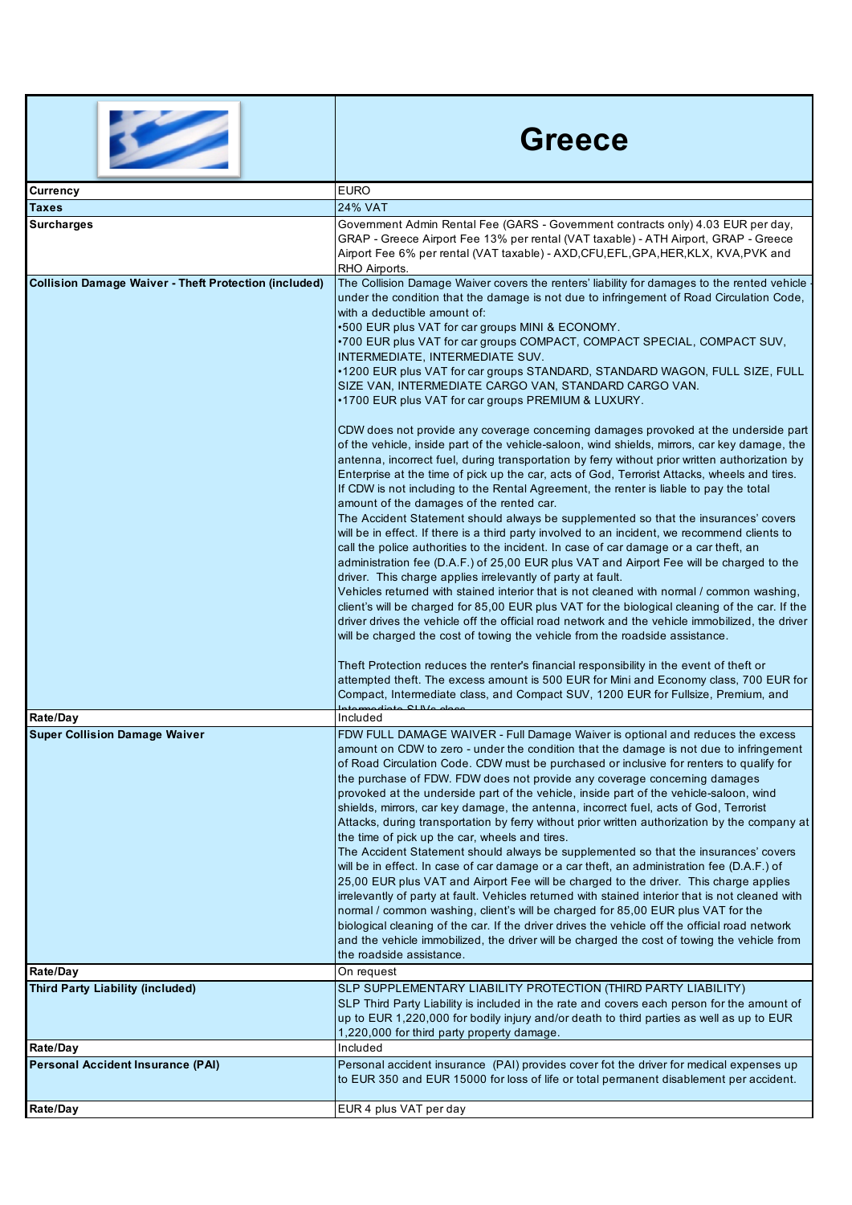# Greece

| | |
|---|---|
| **Currency** | EURO |
| **Taxes** | 24% VAT |
| **Surcharges** | Government Admin Rental Fee (GARS - Government contracts only) 4.03 EUR per day, GRAP - Greece Airport Fee 13% per rental (VAT taxable) - ATH Airport, GRAP - Greece Airport Fee 6% per rental (VAT taxable) - AXD,CFU,EFL,GPA,HER,KLX, KVA,PVK and RHO Airports. |
| **Collision Damage Waiver - Theft Protection (included)** | The Collision Damage Waiver covers the renters' liability for damages to the rented vehicle - under the condition that the damage is not due to infringement of Road Circulation Code, with a deductible amount of:<br>•500 EUR plus VAT for car groups MINI & ECONOMY.<br>•700 EUR plus VAT for car groups COMPACT, COMPACT SPECIAL, COMPACT SUV, INTERMEDIATE, INTERMEDIATE SUV.<br>•1200 EUR plus VAT for car groups STANDARD, STANDARD WAGON, FULL SIZE, FULL SIZE VAN, INTERMEDIATE CARGO VAN, STANDARD CARGO VAN.<br>•1700 EUR plus VAT for car groups PREMIUM & LUXURY.<br><br>CDW does not provide any coverage concerning damages provoked at the underside part of the vehicle, inside part of the vehicle-saloon, wind shields, mirrors, car key damage, the antenna, incorrect fuel, during transportation by ferry without prior written authorization by Enterprise at the time of pick up the car, acts of God, Terrorist Attacks, wheels and tires.<br>If CDW is not including to the Rental Agreement, the renter is liable to pay the total amount of the damages of the rented car.<br>The Accident Statement should always be supplemented so that the insurances' covers will be in effect. If there is a third party involved to an incident, we recommend clients to call the police authorities to the incident. In case of car damage or a car theft, an administration fee (D.A.F.) of 25,00 EUR plus VAT and Airport Fee will be charged to the driver. This charge applies irrelevantly of party at fault.<br>Vehicles returned with stained interior that is not cleaned with normal / common washing, client's will be charged for 85,00 EUR plus VAT for the biological cleaning of the car. If the driver drives the vehicle off the official road network and the vehicle immobilized, the driver will be charged the cost of towing the vehicle from the roadside assistance.<br><br>Theft Protection reduces the renter's financial responsibility in the event of theft or attempted theft. The excess amount is 500 EUR for Mini and Economy class, 700 EUR for Compact, Intermediate class, and Compact SUV, 1200 EUR for Fullsize, Premium, and Intermediate SUVs class. |
| **Rate/Day** | Included |
| **Super Collision Damage Waiver** | FDW FULL DAMAGE WAIVER - Full Damage Waiver is optional and reduces the excess amount on CDW to zero - under the condition that the damage is not due to infringement of Road Circulation Code. CDW must be purchased or inclusive for renters to qualify for the purchase of FDW. FDW does not provide any coverage concerning damages provoked at the underside part of the vehicle, inside part of the vehicle-saloon, wind shields, mirrors, car key damage, the antenna, incorrect fuel, acts of God, Terrorist Attacks, during transportation by ferry without prior written authorization by the company at the time of pick up the car, wheels and tires.<br>The Accident Statement should always be supplemented so that the insurances' covers will be in effect. In case of car damage or a car theft, an administration fee (D.A.F.) of 25,00 EUR plus VAT and Airport Fee will be charged to the driver. This charge applies irrelevantly of party at fault. Vehicles returned with stained interior that is not cleaned with normal / common washing, client's will be charged for 85,00 EUR plus VAT for the biological cleaning of the car. If the driver drives the vehicle off the official road network and the vehicle immobilized, the driver will be charged the cost of towing the vehicle from the roadside assistance. |
| **Rate/Day** | On request |
| **Third Party Liability (included)** | SLP SUPPLEMENTARY LIABILITY PROTECTION (THIRD PARTY LIABILITY)<br>SLP Third Party Liability is included in the rate and covers each person for the amount of up to EUR 1,220,000 for bodily injury and/or death to third parties as well as up to EUR 1,220,000 for third party property damage. |
| **Rate/Day** | Included |
| **Personal Accident Insurance (PAI)** | Personal accident insurance (PAI) provides cover fot the driver for medical expenses up to EUR 350 and EUR 15000 for loss of life or total permanent disablement per accident. |
| **Rate/Day** | EUR 4 plus VAT per day |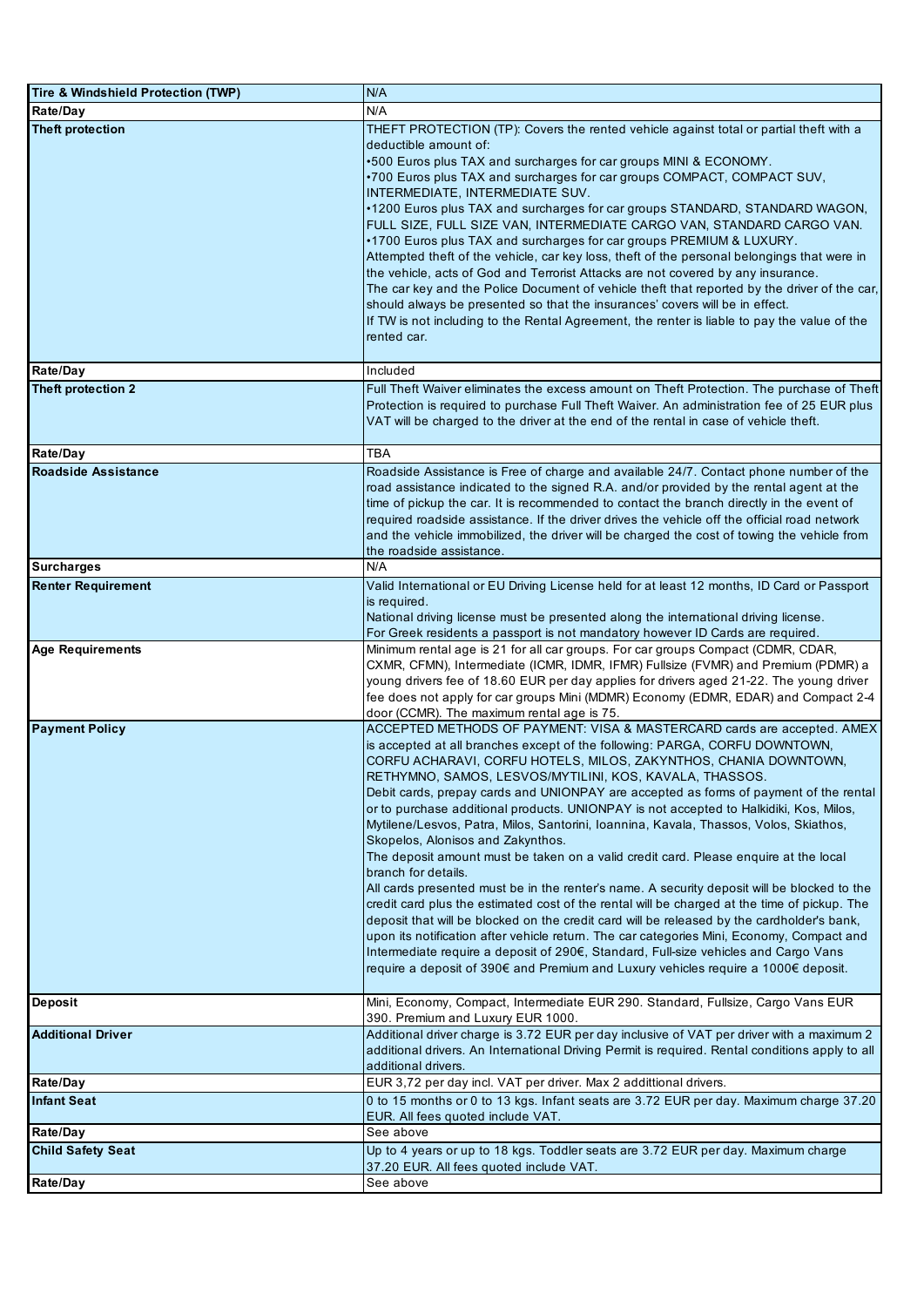| Tire & Windshield Protection (TWP) | N/A |
|---|---|
| Rate/Day | N/A |
| Theft protection | THEFT PROTECTION (TP): Covers the rented vehicle against total or partial theft with a deductible amount of:<br>•500 Euros plus TAX and surcharges for car groups MINI & ECONOMY.<br>•700 Euros plus TAX and surcharges for car groups COMPACT, COMPACT SUV, INTERMEDIATE, INTERMEDIATE SUV.<br>•1200 Euros plus TAX and surcharges for car groups STANDARD, STANDARD WAGON, FULL SIZE, FULL SIZE VAN, INTERMEDIATE CARGO VAN, STANDARD CARGO VAN.<br>•1700 Euros plus TAX and surcharges for car groups PREMIUM & LUXURY.<br>Attempted theft of the vehicle, car key loss, theft of the personal belongings that were in the vehicle, acts of God and Terrorist Attacks are not covered by any insurance.<br>The car key and the Police Document of vehicle theft that reported by the driver of the car, should always be presented so that the insurances' covers will be in effect.<br>If TW is not including to the Rental Agreement, the renter is liable to pay the value of the rented car. |
| Rate/Day | Included |
| Theft protection 2 | Full Theft Waiver eliminates the excess amount on Theft Protection. The purchase of Theft Protection is required to purchase Full Theft Waiver. An administration fee of 25 EUR plus VAT will be charged to the driver at the end of the rental in case of vehicle theft. |
| Rate/Day | TBA |
| Roadside Assistance | Roadside Assistance is Free of charge and available 24/7. Contact phone number of the road assistance indicated to the signed R.A. and/or provided by the rental agent at the time of pickup the car. It is recommended to contact the branch directly in the event of required roadside assistance. If the driver drives the vehicle off the official road network and the vehicle immobilized, the driver will be charged the cost of towing the vehicle from the roadside assistance. |
| Surcharges | N/A |
| Renter Requirement | Valid International or EU Driving License held for at least 12 months, ID Card or Passport is required.<br>National driving license must be presented along the international driving license.<br>For Greek residents a passport is not mandatory however ID Cards are required. |
| Age Requirements | Minimum rental age is 21 for all car groups. For car groups Compact (CDMR, CDAR, CXMR, CFMN), Intermediate (ICMR, IDMR, IFMR) Fullsize (FVMR) and Premium (PDMR) a young drivers fee of 18.60 EUR per day applies for drivers aged 21-22. The young driver fee does not apply for car groups Mini (MDMR) Economy (EDMR, EDAR) and Compact 2-4 door (CCMR). The maximum rental age is 75. |
| Payment Policy | ACCEPTED METHODS OF PAYMENT: VISA & MASTERCARD cards are accepted. AMEX is accepted at all branches except of the following: PARGA, CORFU DOWNTOWN, CORFU ACHARAVI, CORFU HOTELS, MILOS, ZAKYNTHOS, CHANIA DOWNTOWN, RETHYMNO, SAMOS, LESVOS/MYTILINI, KOS, KAVALA, THASSOS.<br>Debit cards, prepay cards and UNIONPAY are accepted as forms of payment of the rental or to purchase additional products. UNIONPAY is not accepted to Halkidiki, Kos, Milos, Mytilene/Lesvos, Patra, Milos, Santorini, Ioannina, Kavala, Thassos, Volos, Skiathos, Skopelos, Alonisos and Zakynthos.<br>The deposit amount must be taken on a valid credit card. Please enquire at the local branch for details.<br>All cards presented must be in the renter's name. A security deposit will be blocked to the credit card plus the estimated cost of the rental will be charged at the time of pickup. The deposit that will be blocked on the credit card will be released by the cardholder's bank, upon its notification after vehicle return. The car categories Mini, Economy, Compact and Intermediate require a deposit of 290€, Standard, Full-size vehicles and Cargo Vans require a deposit of 390€ and Premium and Luxury vehicles require a 1000€ deposit. |
| Deposit | Mini, Economy, Compact, Intermediate EUR 290. Standard, Fullsize, Cargo Vans EUR 390. Premium and Luxury EUR 1000. |
| Additional Driver | Additional driver charge is 3.72 EUR per day inclusive of VAT per driver with a maximum 2 additional drivers. An International Driving Permit is required. Rental conditions apply to all additional drivers. |
| Rate/Day | EUR 3,72 per day incl. VAT per driver. Max 2 addittional drivers. |
| Infant Seat | 0 to 15 months or 0 to 13 kgs. Infant seats are 3.72 EUR per day. Maximum charge 37.20 EUR. All fees quoted include VAT. |
| Rate/Day | See above |
| Child Safety Seat | Up to 4 years or up to 18 kgs. Toddler seats are 3.72 EUR per day. Maximum charge 37.20 EUR. All fees quoted include VAT. |
| Rate/Day | See above |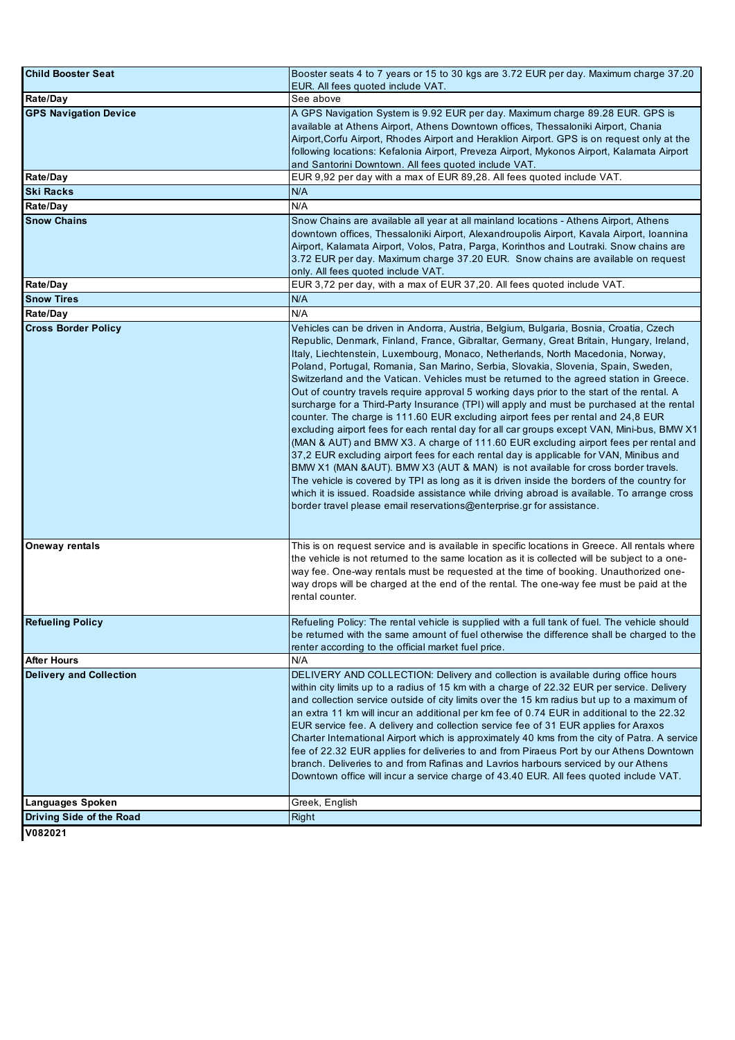| | |
|---|---|
| **Child Booster Seat** | Booster seats 4 to 7 years or 15 to 30 kgs are 3.72 EUR per day. Maximum charge 37.20 EUR. All fees quoted include VAT. |
| **Rate/Day** | See above |
| **GPS Navigation Device** | A GPS Navigation System is 9.92 EUR per day. Maximum charge 89.28 EUR. GPS is available at Athens Airport, Athens Downtown offices, Thessaloniki Airport, Chania Airport,Corfu Airport, Rhodes Airport and Heraklion Airport. GPS is on request only at the following locations: Kefalonia Airport, Preveza Airport, Mykonos Airport, Kalamata Airport and Santorini Downtown. All fees quoted include VAT. |
| **Rate/Day** | EUR 9,92 per day with a max of EUR 89,28. All fees quoted include VAT. |
| **Ski Racks** | N/A |
| **Rate/Day** | N/A |
| **Snow Chains** | Snow Chains are available all year at all mainland locations - Athens Airport, Athens downtown offices, Thessaloniki Airport, Alexandroupolis Airport, Kavala Airport, Ioannina Airport, Kalamata Airport, Volos, Patra, Parga, Korinthos and Loutraki. Snow chains are 3.72 EUR per day. Maximum charge 37.20 EUR. Snow chains are available on request only. All fees quoted include VAT. |
| **Rate/Day** | EUR 3,72 per day, with a max of EUR 37,20. All fees quoted include VAT. |
| **Snow Tires** | N/A |
| **Rate/Day** | N/A |
| **Cross Border Policy** | Vehicles can be driven in Andorra, Austria, Belgium, Bulgaria, Bosnia, Croatia, Czech Republic, Denmark, Finland, France, Gibraltar, Germany, Great Britain, Hungary, Ireland, Italy, Liechtenstein, Luxembourg, Monaco, Netherlands, North Macedonia, Norway, Poland, Portugal, Romania, San Marino, Serbia, Slovakia, Slovenia, Spain, Sweden, Switzerland and the Vatican. Vehicles must be returned to the agreed station in Greece. Out of country travels require approval 5 working days prior to the start of the rental. A surcharge for a Third-Party Insurance (TPI) will apply and must be purchased at the rental counter. The charge is 111.60 EUR excluding airport fees per rental and 24,8 EUR excluding airport fees for each rental day for all car groups except VAN, Mini-bus, BMW X1 (MAN & AUT) and BMW X3. A charge of 111.60 EUR excluding airport fees per rental and 37,2 EUR excluding airport fees for each rental day is applicable for VAN, Minibus and BMW X1 (MAN &AUT). BMW X3 (AUT & MAN) is not available for cross border travels. The vehicle is covered by TPI as long as it is driven inside the borders of the country for which it is issued. Roadside assistance while driving abroad is available. To arrange cross border travel please email reservations@enterprise.gr for assistance. |
| **Oneway rentals** | This is on request service and is available in specific locations in Greece. All rentals where the vehicle is not returned to the same location as it is collected will be subject to a one-way fee. One-way rentals must be requested at the time of booking. Unauthorized one-way drops will be charged at the end of the rental. The one-way fee must be paid at the rental counter. |
| **Refueling Policy** | Refueling Policy: The rental vehicle is supplied with a full tank of fuel. The vehicle should be returned with the same amount of fuel otherwise the difference shall be charged to the renter according to the official market fuel price. |
| **After Hours** | N/A |
| **Delivery and Collection** | DELIVERY AND COLLECTION: Delivery and collection is available during office hours within city limits up to a radius of 15 km with a charge of 22.32 EUR per service. Delivery and collection service outside of city limits over the 15 km radius but up to a maximum of an extra 11 km will incur an additional per km fee of 0.74 EUR in additional to the 22.32 EUR service fee. A delivery and collection service fee of 31 EUR applies for Araxos Charter International Airport which is approximately 40 kms from the city of Patra. A service fee of 22.32 EUR applies for deliveries to and from Piraeus Port by our Athens Downtown branch. Deliveries to and from Rafinas and Lavrios harbours serviced by our Athens Downtown office will incur a service charge of 43.40 EUR. All fees quoted include VAT. |
| **Languages Spoken** | Greek, English |
| **Driving Side of the Road** | Right |

**V082021**